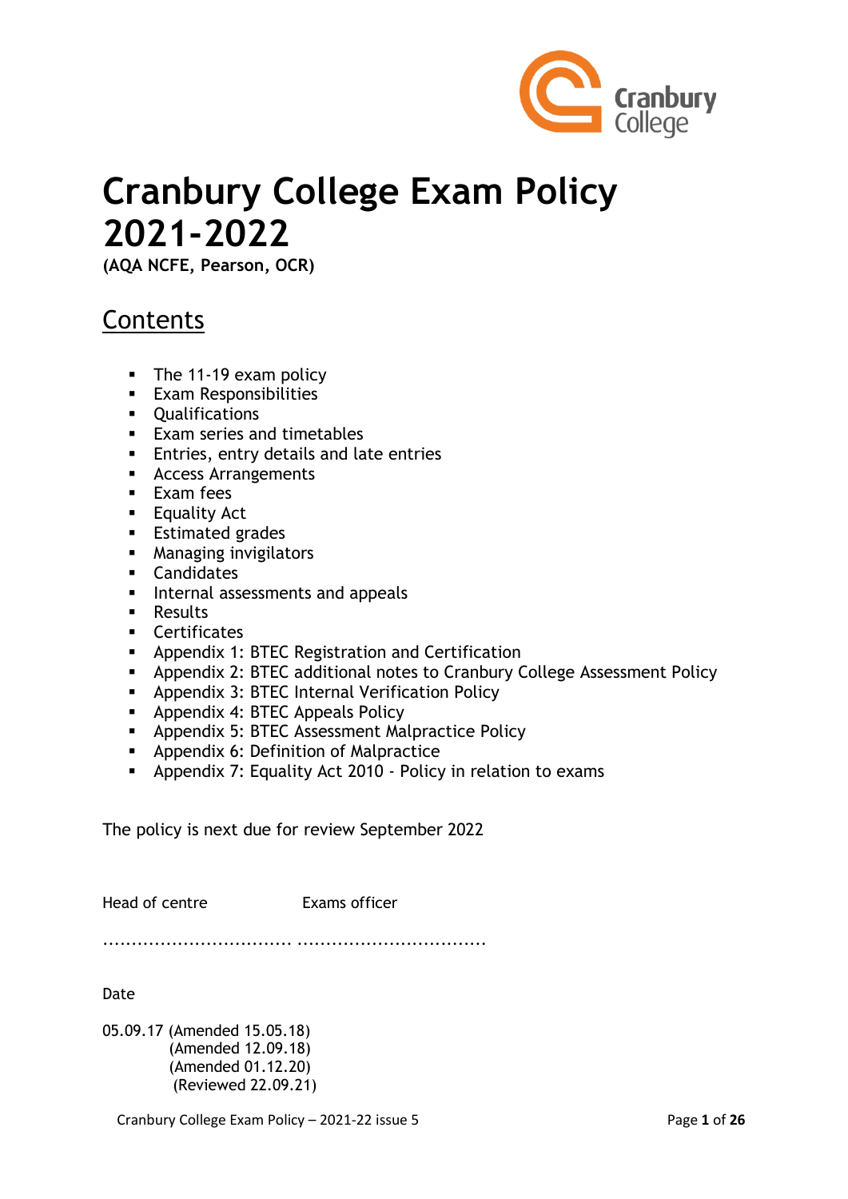# Cranbury College Exam Policy 2021-2022

**(AQA NCFE, Pearson, OCR)**

## Contents

- The 11-19 exam policy
- Exam Responsibilities
- Qualifications
- Exam series and timetables
- Entries, entry details and late entries
- Access Arrangements
- Exam fees
- Equality Act
- Estimated grades
- Managing invigilators
- Candidates
- Internal assessments and appeals
- Results
- Certificates
- Appendix 1: BTEC Registration and Certification
- Appendix 2: BTEC additional notes to Cranbury College Assessment Policy
- Appendix 3: BTEC Internal Verification Policy
- Appendix 4: BTEC Appeals Policy
- Appendix 5: BTEC Assessment Malpractice Policy
- Appendix 6: Definition of Malpractice
- Appendix 7: Equality Act 2010 - Policy in relation to exams

The policy is next due for review September 2022

Head of centre	Exams officer

................................ ................................

Date

05.09.17 (Amended 15.05.18)
(Amended 12.09.18)
(Amended 01.12.20)
(Reviewed 22.09.21)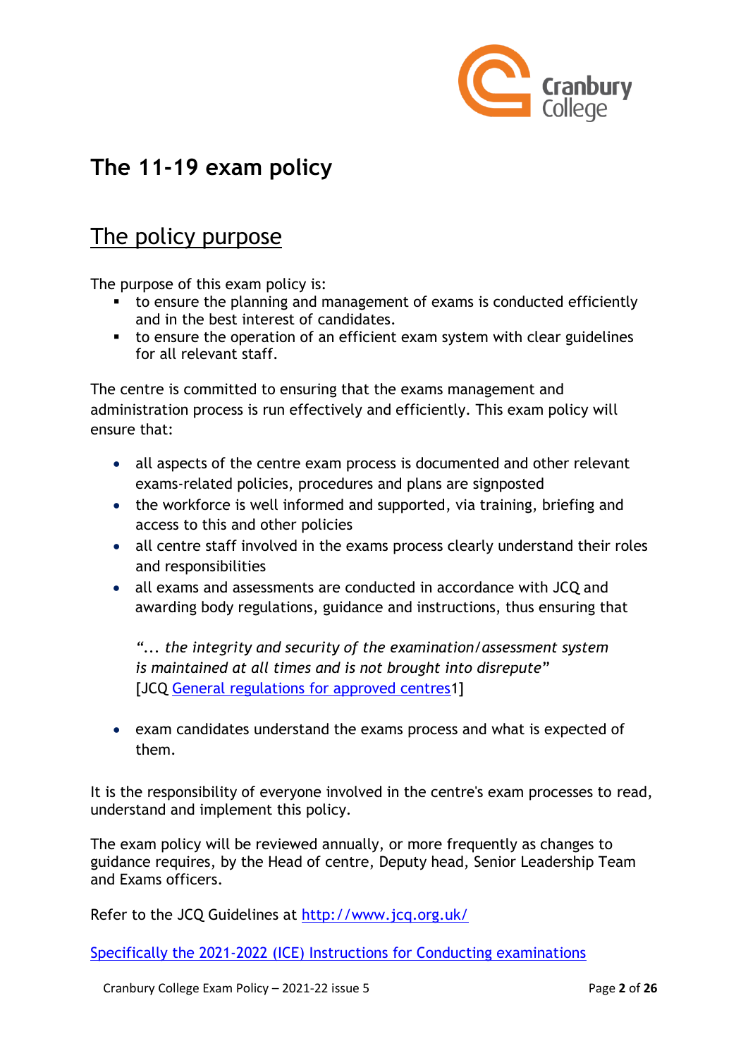# The 11-19 exam policy

## The policy purpose

The purpose of this exam policy is:

- to ensure the planning and management of exams is conducted efficiently and in the best interest of candidates.
- to ensure the operation of an efficient exam system with clear guidelines for all relevant staff.

The centre is committed to ensuring that the exams management and administration process is run effectively and efficiently. This exam policy will ensure that:

- all aspects of the centre exam process is documented and other relevant exams-related policies, procedures and plans are signposted
- the workforce is well informed and supported, via training, briefing and access to this and other policies
- all centre staff involved in the exams process clearly understand their roles and responsibilities
- all exams and assessments are conducted in accordance with JCQ and awarding body regulations, guidance and instructions, thus ensuring that

  "*... the integrity and security of the examination/assessment system is maintained at all times and is not brought into disrepute*"
  [JCQ General regulations for approved centres 1]

- exam candidates understand the exams process and what is expected of them.

It is the responsibility of everyone involved in the centre's exam processes to read, understand and implement this policy.

The exam policy will be reviewed annually, or more frequently as changes to guidance requires, by the Head of centre, Deputy head, Senior Leadership Team and Exams officers.

Refer to the JCQ Guidelines at http://www.jcq.org.uk/

Specifically the 2021-2022 (ICE) Instructions for Conducting examinations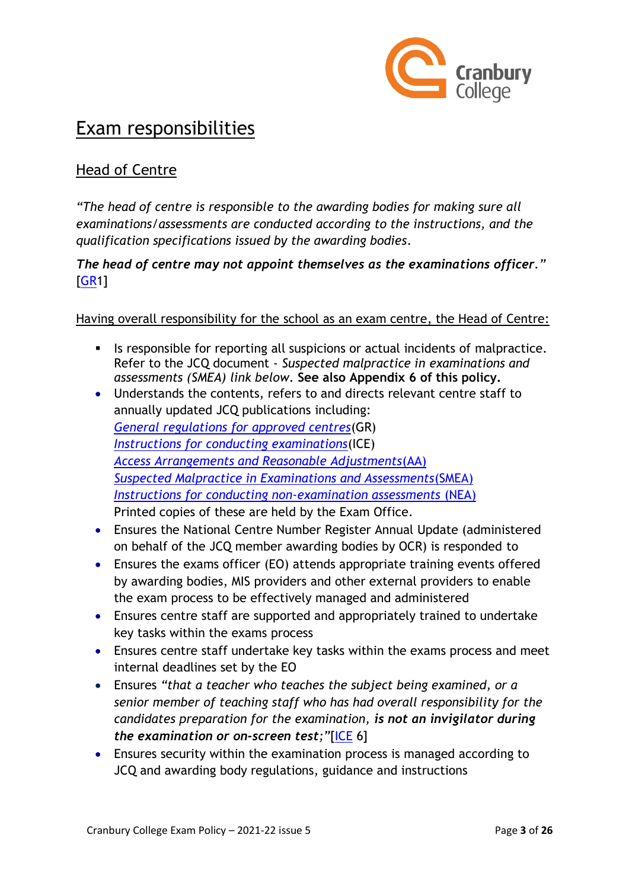# Exam responsibilities

## Head of Centre

*"The head of centre is responsible to the awarding bodies for making sure all examinations/assessments are conducted according to the instructions, and the qualification specifications issued by the awarding bodies.*

***The head of centre may not appoint themselves as the examinations officer.****"* [GR1]

Having overall responsibility for the school as an exam centre, the Head of Centre:

- Is responsible for reporting all suspicions or actual incidents of malpractice. Refer to the JCQ document - *Suspected malpractice in examinations and assessments (SMEA) link below.* **See also Appendix 6 of this policy.**
- Understands the contents, refers to and directs relevant centre staff to annually updated JCQ publications including:
  *General regulations for approved centres*(GR)
  *Instructions for conducting examinations*(ICE)
  *Access Arrangements and Reasonable Adjustments*(AA)
  *Suspected Malpractice in Examinations and Assessments*(SMEA)
  *Instructions for conducting non-examination assessments* (NEA)
  Printed copies of these are held by the Exam Office.
- Ensures the National Centre Number Register Annual Update (administered on behalf of the JCQ member awarding bodies by OCR) is responded to
- Ensures the exams officer (EO) attends appropriate training events offered by awarding bodies, MIS providers and other external providers to enable the exam process to be effectively managed and administered
- Ensures centre staff are supported and appropriately trained to undertake key tasks within the exams process
- Ensures centre staff undertake key tasks within the exams process and meet internal deadlines set by the EO
- Ensures *"that a teacher who teaches the subject being examined, or a senior member of teaching staff who has had overall responsibility for the candidates preparation for the examination,* ***is not an invigilator during the examination or on-screen test****;"*[ICE 6]
- Ensures security within the examination process is managed according to JCQ and awarding body regulations, guidance and instructions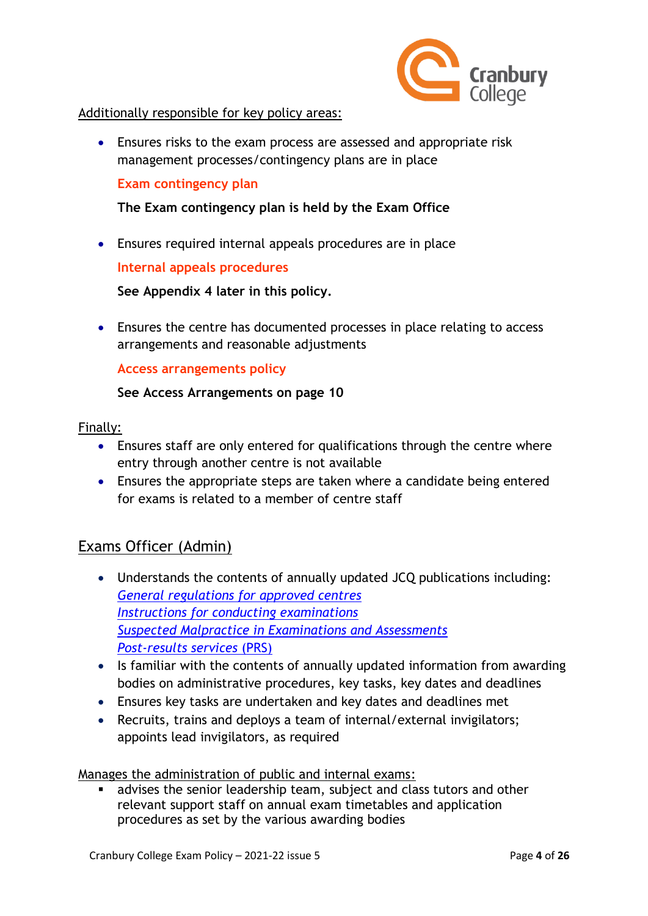Additionally responsible for key policy areas:

- Ensures risks to the exam process are assessed and appropriate risk management processes/contingency plans are in place

  **Exam contingency plan**

  **The Exam contingency plan is held by the Exam Office**

- Ensures required internal appeals procedures are in place

  **Internal appeals procedures**

  **See Appendix 4 later in this policy.**

- Ensures the centre has documented processes in place relating to access arrangements and reasonable adjustments

  **Access arrangements policy**

  **See Access Arrangements on page 10**

Finally:

- Ensures staff are only entered for qualifications through the centre where entry through another centre is not available
- Ensures the appropriate steps are taken where a candidate being entered for exams is related to a member of centre staff

## Exams Officer (Admin)

- Understands the contents of annually updated JCQ publications including:
  *General regulations for approved centres*
  *Instructions for conducting examinations*
  *Suspected Malpractice in Examinations and Assessments*
  *Post-results services* (PRS)
- Is familiar with the contents of annually updated information from awarding bodies on administrative procedures, key tasks, key dates and deadlines
- Ensures key tasks are undertaken and key dates and deadlines met
- Recruits, trains and deploys a team of internal/external invigilators; appoints lead invigilators, as required

Manages the administration of public and internal exams:

- advises the senior leadership team, subject and class tutors and other relevant support staff on annual exam timetables and application procedures as set by the various awarding bodies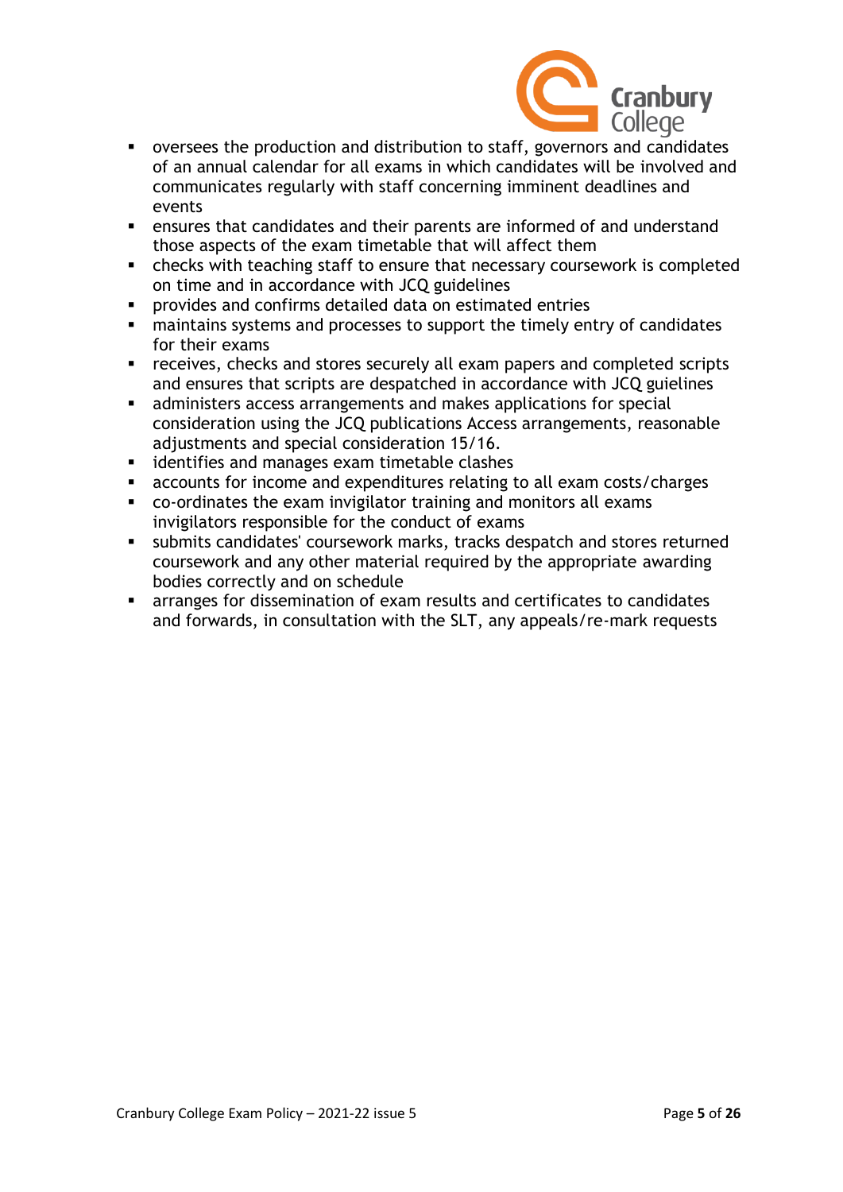- oversees the production and distribution to staff, governors and candidates of an annual calendar for all exams in which candidates will be involved and communicates regularly with staff concerning imminent deadlines and events
- ensures that candidates and their parents are informed of and understand those aspects of the exam timetable that will affect them
- checks with teaching staff to ensure that necessary coursework is completed on time and in accordance with JCQ guidelines
- provides and confirms detailed data on estimated entries
- maintains systems and processes to support the timely entry of candidates for their exams
- receives, checks and stores securely all exam papers and completed scripts and ensures that scripts are despatched in accordance with JCQ guielines
- administers access arrangements and makes applications for special consideration using the JCQ publications Access arrangements, reasonable adjustments and special consideration 15/16.
- identifies and manages exam timetable clashes
- accounts for income and expenditures relating to all exam costs/charges
- co-ordinates the exam invigilator training and monitors all exams invigilators responsible for the conduct of exams
- submits candidates' coursework marks, tracks despatch and stores returned coursework and any other material required by the appropriate awarding bodies correctly and on schedule
- arranges for dissemination of exam results and certificates to candidates and forwards, in consultation with the SLT, any appeals/re-mark requests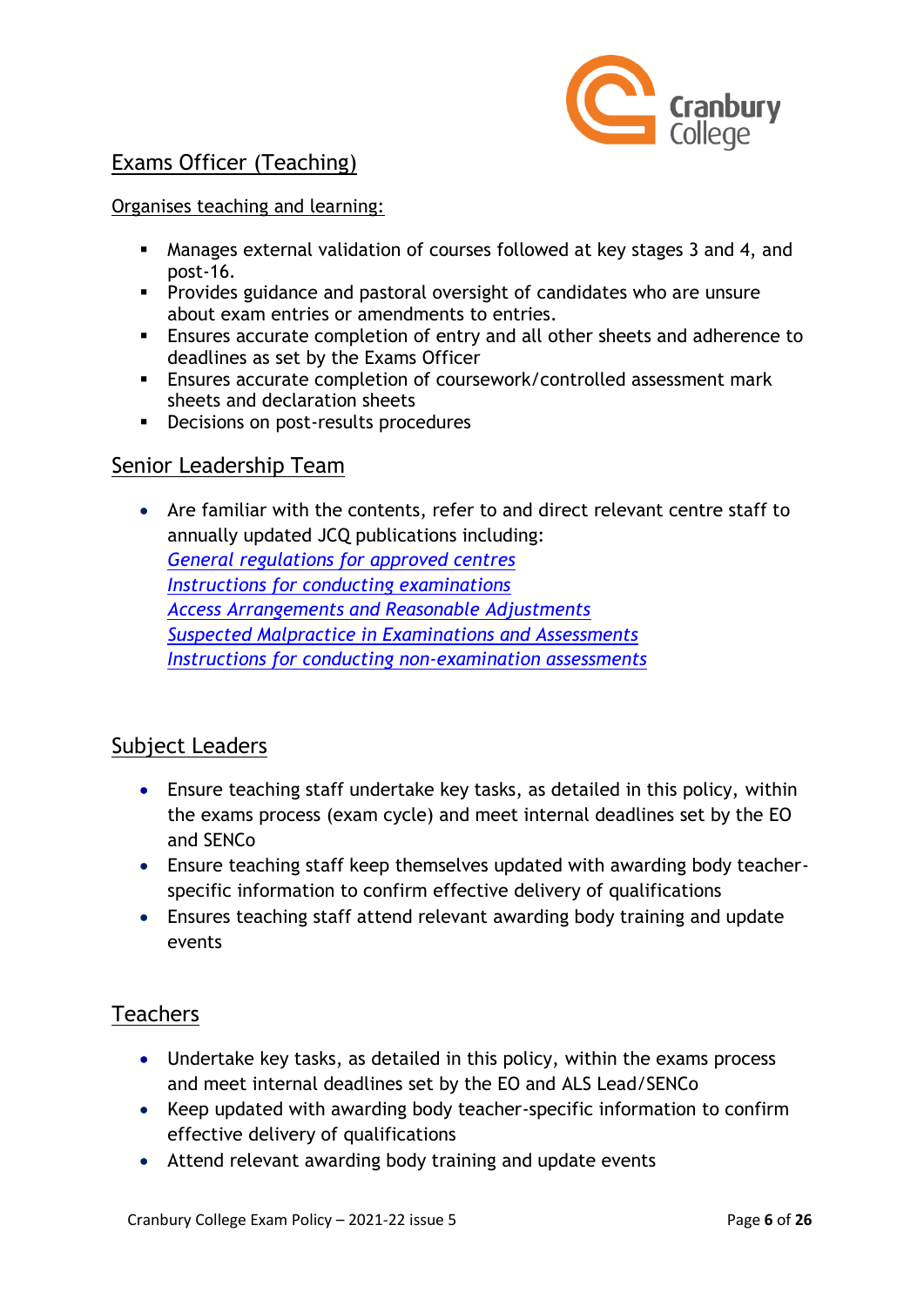## Exams Officer (Teaching)

Organises teaching and learning:

- Manages external validation of courses followed at key stages 3 and 4, and post-16.
- Provides guidance and pastoral oversight of candidates who are unsure about exam entries or amendments to entries.
- Ensures accurate completion of entry and all other sheets and adherence to deadlines as set by the Exams Officer
- Ensures accurate completion of coursework/controlled assessment mark sheets and declaration sheets
- Decisions on post-results procedures

## Senior Leadership Team

- Are familiar with the contents, refer to and direct relevant centre staff to annually updated JCQ publications including:
  *General regulations for approved centres*
  *Instructions for conducting examinations*
  *Access Arrangements and Reasonable Adjustments*
  *Suspected Malpractice in Examinations and Assessments*
  *Instructions for conducting non-examination assessments*

## Subject Leaders

- Ensure teaching staff undertake key tasks, as detailed in this policy, within the exams process (exam cycle) and meet internal deadlines set by the EO and SENCo
- Ensure teaching staff keep themselves updated with awarding body teacher-specific information to confirm effective delivery of qualifications
- Ensures teaching staff attend relevant awarding body training and update events

## Teachers

- Undertake key tasks, as detailed in this policy, within the exams process and meet internal deadlines set by the EO and ALS Lead/SENCo
- Keep updated with awarding body teacher-specific information to confirm effective delivery of qualifications
- Attend relevant awarding body training and update events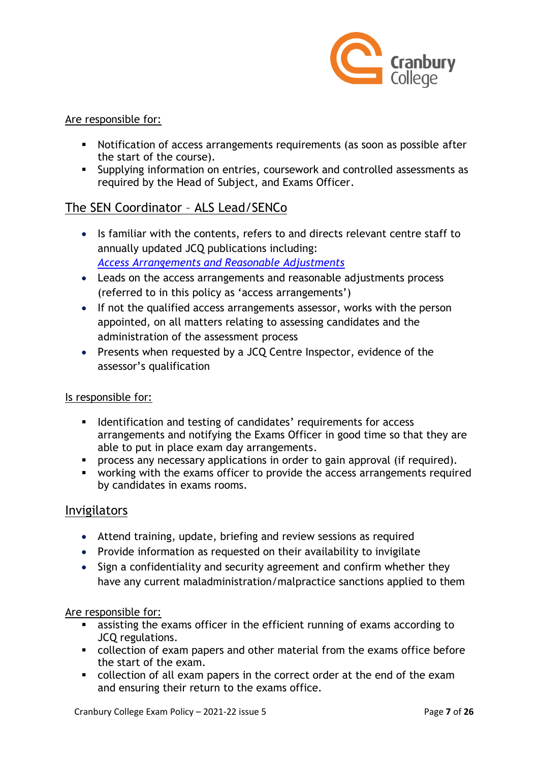Are responsible for:

- Notification of access arrangements requirements (as soon as possible after the start of the course).
- Supplying information on entries, coursework and controlled assessments as required by the Head of Subject, and Exams Officer.

## The SEN Coordinator – ALS Lead/SENCo

- Is familiar with the contents, refers to and directs relevant centre staff to annually updated JCQ publications including: *Access Arrangements and Reasonable Adjustments*
- Leads on the access arrangements and reasonable adjustments process (referred to in this policy as 'access arrangements')
- If not the qualified access arrangements assessor, works with the person appointed, on all matters relating to assessing candidates and the administration of the assessment process
- Presents when requested by a JCQ Centre Inspector, evidence of the assessor's qualification

Is responsible for:

- Identification and testing of candidates' requirements for access arrangements and notifying the Exams Officer in good time so that they are able to put in place exam day arrangements.
- process any necessary applications in order to gain approval (if required).
- working with the exams officer to provide the access arrangements required by candidates in exams rooms.

## Invigilators

- Attend training, update, briefing and review sessions as required
- Provide information as requested on their availability to invigilate
- Sign a confidentiality and security agreement and confirm whether they have any current maladministration/malpractice sanctions applied to them

Are responsible for:

- assisting the exams officer in the efficient running of exams according to JCQ regulations.
- collection of exam papers and other material from the exams office before the start of the exam.
- collection of all exam papers in the correct order at the end of the exam and ensuring their return to the exams office.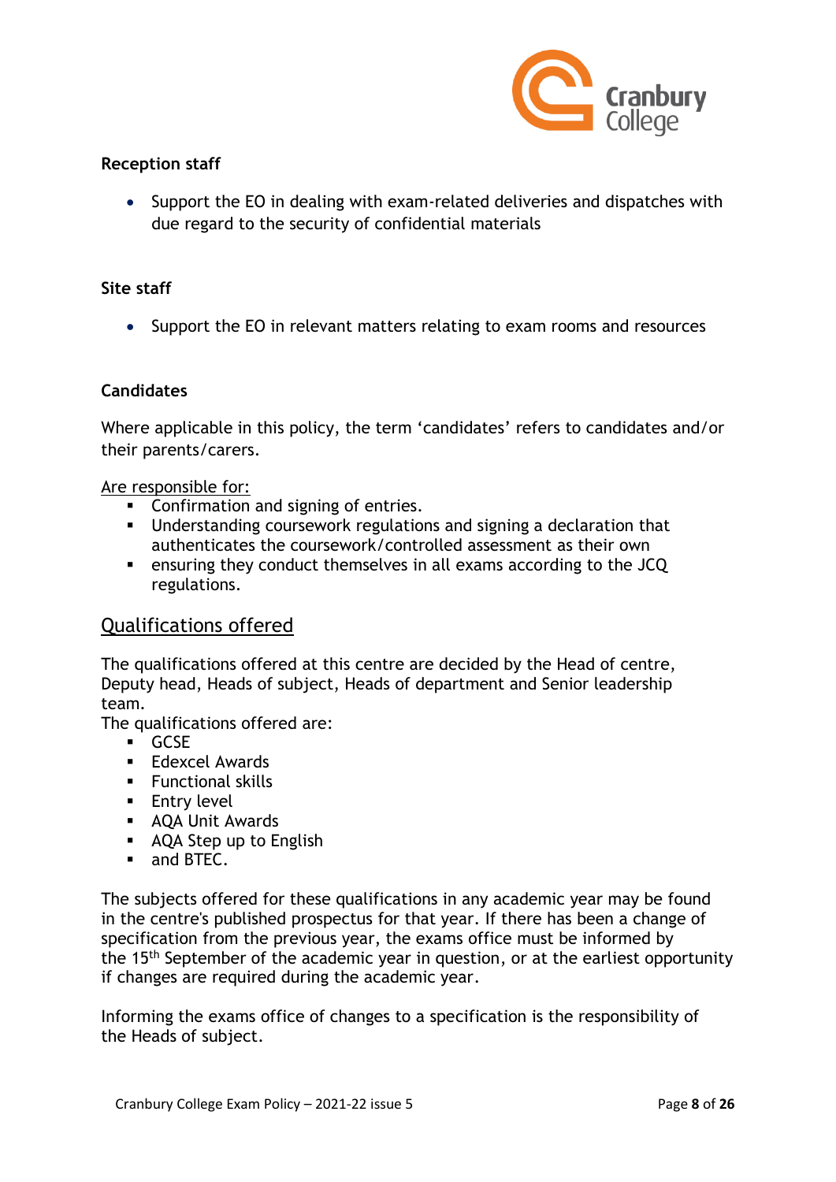**Reception staff**

- Support the EO in dealing with exam-related deliveries and dispatches with due regard to the security of confidential materials

**Site staff**

- Support the EO in relevant matters relating to exam rooms and resources

**Candidates**

Where applicable in this policy, the term 'candidates' refers to candidates and/or their parents/carers.

Are responsible for:

- Confirmation and signing of entries.
- Understanding coursework regulations and signing a declaration that authenticates the coursework/controlled assessment as their own
- ensuring they conduct themselves in all exams according to the JCQ regulations.

## Qualifications offered

The qualifications offered at this centre are decided by the Head of centre, Deputy head, Heads of subject, Heads of department and Senior leadership team.

The qualifications offered are:

- GCSE
- Edexcel Awards
- Functional skills
- Entry level
- AQA Unit Awards
- AQA Step up to English
- and BTEC.

The subjects offered for these qualifications in any academic year may be found in the centre's published prospectus for that year. If there has been a change of specification from the previous year, the exams office must be informed by the 15th September of the academic year in question, or at the earliest opportunity if changes are required during the academic year.

Informing the exams office of changes to a specification is the responsibility of the Heads of subject.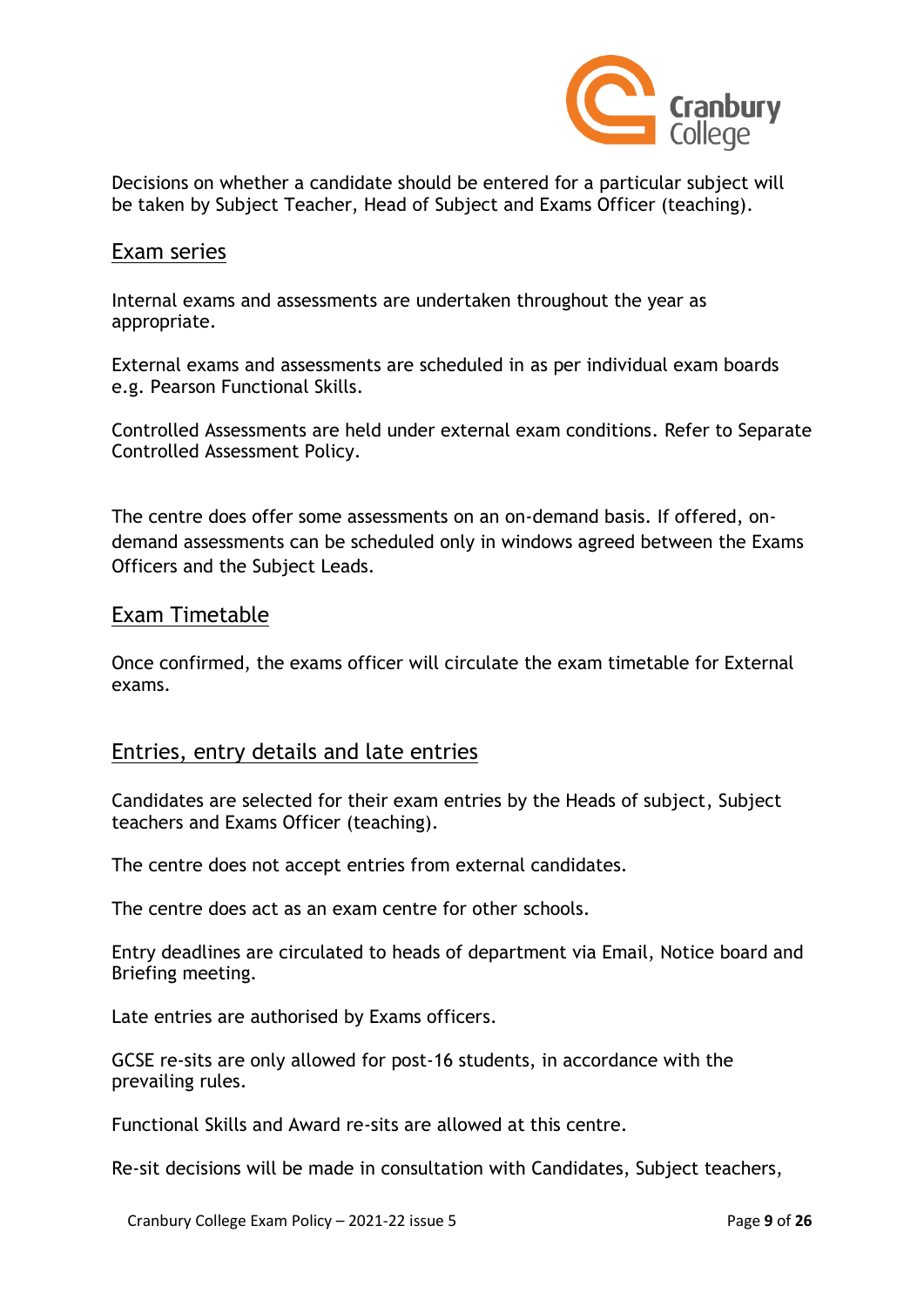Decisions on whether a candidate should be entered for a particular subject will be taken by Subject Teacher, Head of Subject and Exams Officer (teaching).

## Exam series

Internal exams and assessments are undertaken throughout the year as appropriate.

External exams and assessments are scheduled in as per individual exam boards e.g. Pearson Functional Skills.

Controlled Assessments are held under external exam conditions. Refer to Separate Controlled Assessment Policy.

The centre does offer some assessments on an on-demand basis. If offered, on-demand assessments can be scheduled only in windows agreed between the Exams Officers and the Subject Leads.

## Exam Timetable

Once confirmed, the exams officer will circulate the exam timetable for External exams.

## Entries, entry details and late entries

Candidates are selected for their exam entries by the Heads of subject, Subject teachers and Exams Officer (teaching).

The centre does not accept entries from external candidates.

The centre does act as an exam centre for other schools.

Entry deadlines are circulated to heads of department via Email, Notice board and Briefing meeting.

Late entries are authorised by Exams officers.

GCSE re-sits are only allowed for post-16 students, in accordance with the prevailing rules.

Functional Skills and Award re-sits are allowed at this centre.

Re-sit decisions will be made in consultation with Candidates, Subject teachers,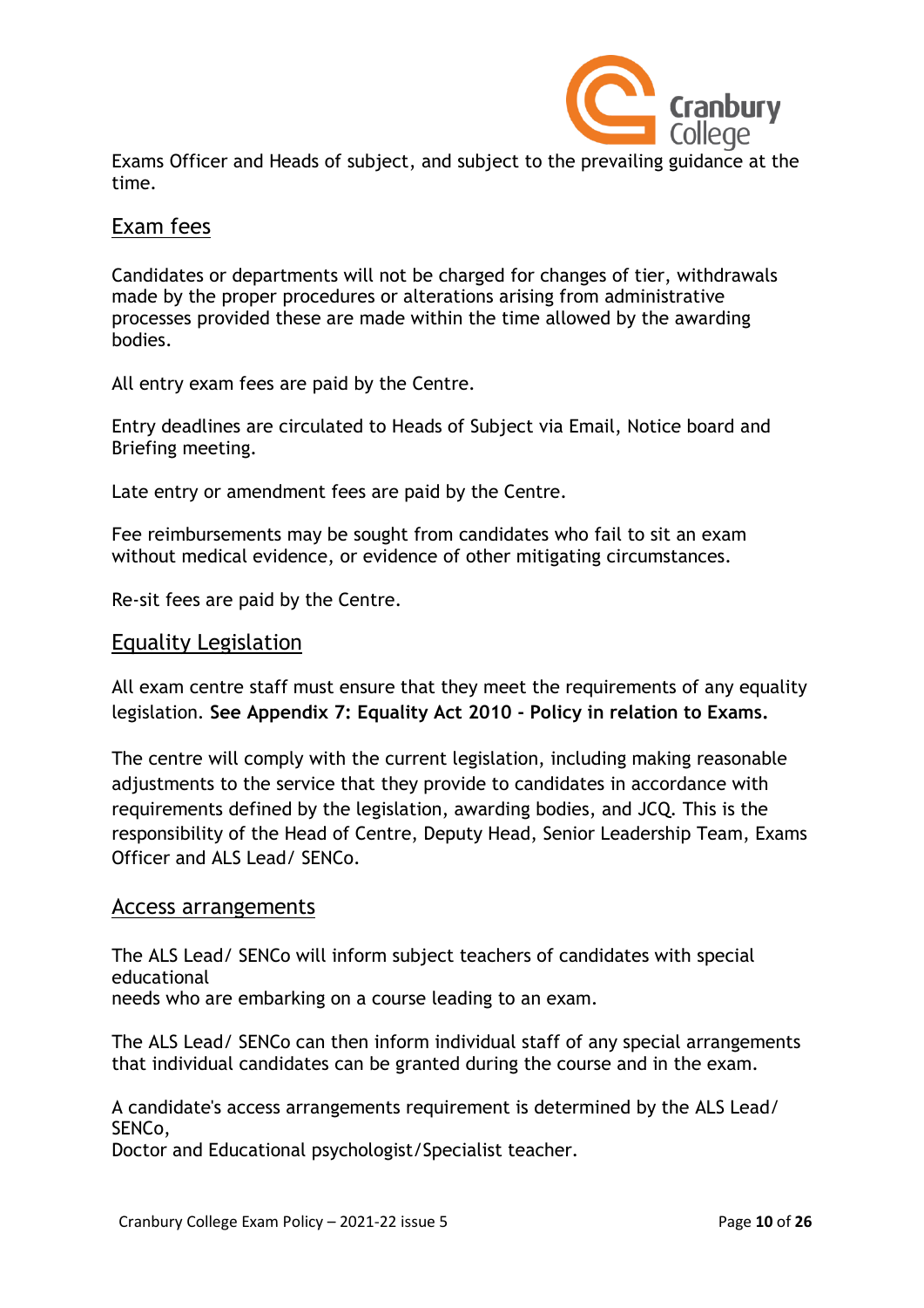Exams Officer and Heads of subject, and subject to the prevailing guidance at the time.

## Exam fees

Candidates or departments will not be charged for changes of tier, withdrawals made by the proper procedures or alterations arising from administrative processes provided these are made within the time allowed by the awarding bodies.

All entry exam fees are paid by the Centre.

Entry deadlines are circulated to Heads of Subject via Email, Notice board and Briefing meeting.

Late entry or amendment fees are paid by the Centre.

Fee reimbursements may be sought from candidates who fail to sit an exam without medical evidence, or evidence of other mitigating circumstances.

Re-sit fees are paid by the Centre.

## Equality Legislation

All exam centre staff must ensure that they meet the requirements of any equality legislation. **See Appendix 7: Equality Act 2010 - Policy in relation to Exams.**

The centre will comply with the current legislation, including making reasonable adjustments to the service that they provide to candidates in accordance with requirements defined by the legislation, awarding bodies, and JCQ. This is the responsibility of the Head of Centre, Deputy Head, Senior Leadership Team, Exams Officer and ALS Lead/ SENCo.

## Access arrangements

The ALS Lead/ SENCo will inform subject teachers of candidates with special educational
needs who are embarking on a course leading to an exam.

The ALS Lead/ SENCo can then inform individual staff of any special arrangements that individual candidates can be granted during the course and in the exam.

A candidate's access arrangements requirement is determined by the ALS Lead/ SENCo,
Doctor and Educational psychologist/Specialist teacher.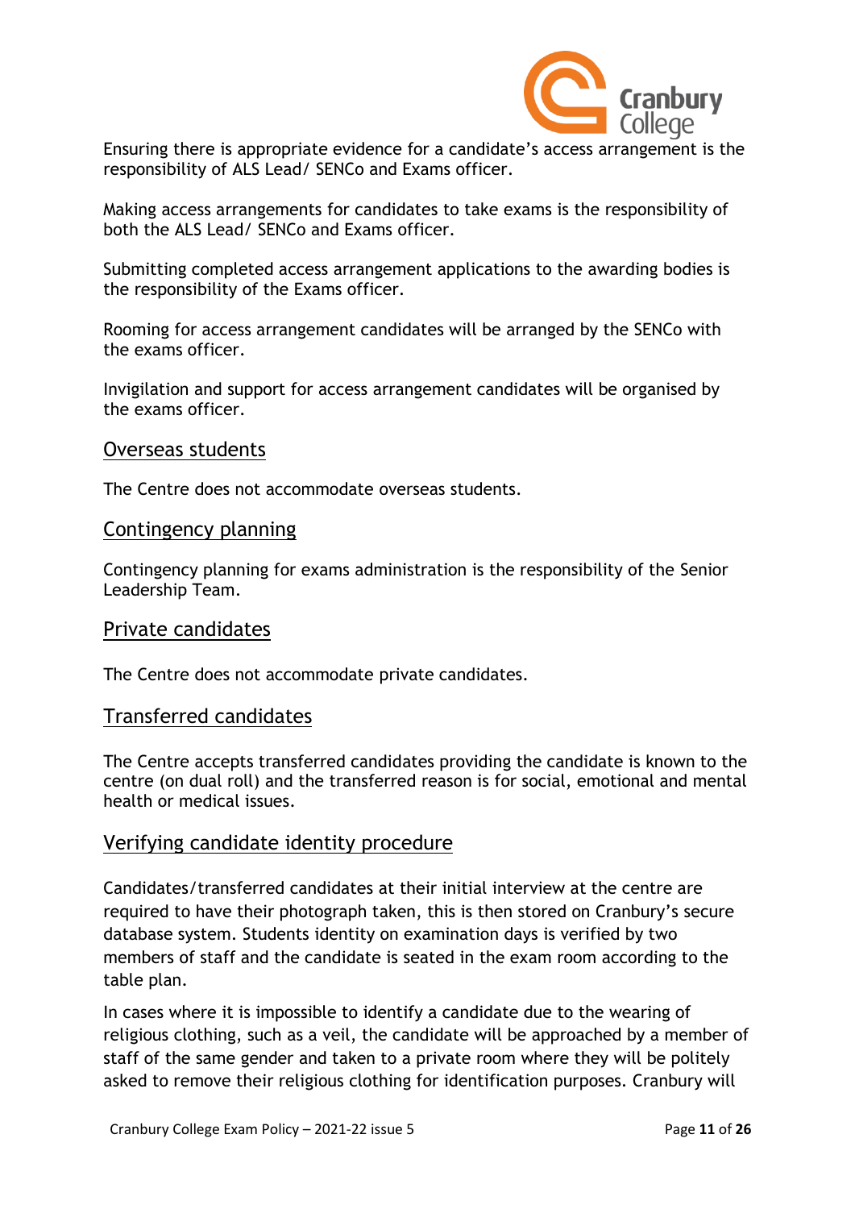Ensuring there is appropriate evidence for a candidate's access arrangement is the responsibility of ALS Lead/ SENCo and Exams officer.

Making access arrangements for candidates to take exams is the responsibility of both the ALS Lead/ SENCo and Exams officer.

Submitting completed access arrangement applications to the awarding bodies is the responsibility of the Exams officer.

Rooming for access arrangement candidates will be arranged by the SENCo with the exams officer.

Invigilation and support for access arrangement candidates will be organised by the exams officer.

## Overseas students

The Centre does not accommodate overseas students.

## Contingency planning

Contingency planning for exams administration is the responsibility of the Senior Leadership Team.

## Private candidates

The Centre does not accommodate private candidates.

## Transferred candidates

The Centre accepts transferred candidates providing the candidate is known to the centre (on dual roll) and the transferred reason is for social, emotional and mental health or medical issues.

## Verifying candidate identity procedure

Candidates/transferred candidates at their initial interview at the centre are required to have their photograph taken, this is then stored on Cranbury's secure database system. Students identity on examination days is verified by two members of staff and the candidate is seated in the exam room according to the table plan.

In cases where it is impossible to identify a candidate due to the wearing of religious clothing, such as a veil, the candidate will be approached by a member of staff of the same gender and taken to a private room where they will be politely asked to remove their religious clothing for identification purposes. Cranbury will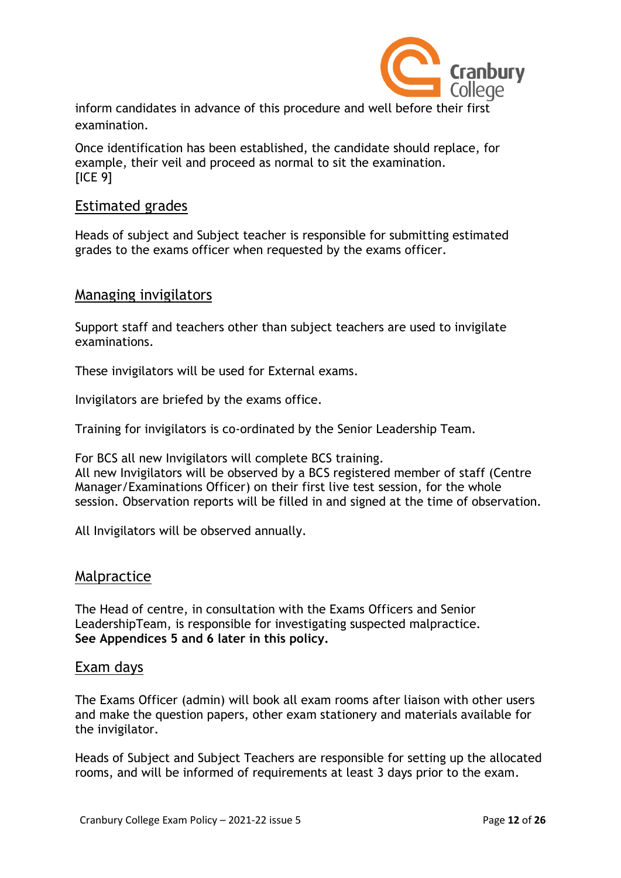inform candidates in advance of this procedure and well before their first examination.

Once identification has been established, the candidate should replace, for example, their veil and proceed as normal to sit the examination.
[ICE 9]

## Estimated grades

Heads of subject and Subject teacher is responsible for submitting estimated grades to the exams officer when requested by the exams officer.

## Managing invigilators

Support staff and teachers other than subject teachers are used to invigilate examinations.

These invigilators will be used for External exams.

Invigilators are briefed by the exams office.

Training for invigilators is co-ordinated by the Senior Leadership Team.

For BCS all new Invigilators will complete BCS training.
All new Invigilators will be observed by a BCS registered member of staff (Centre Manager/Examinations Officer) on their first live test session, for the whole session. Observation reports will be filled in and signed at the time of observation.

All Invigilators will be observed annually.

## Malpractice

The Head of centre, in consultation with the Exams Officers and Senior LeadershipTeam, is responsible for investigating suspected malpractice.
**See Appendices 5 and 6 later in this policy.**

## Exam days

The Exams Officer (admin) will book all exam rooms after liaison with other users and make the question papers, other exam stationery and materials available for the invigilator.

Heads of Subject and Subject Teachers are responsible for setting up the allocated rooms, and will be informed of requirements at least 3 days prior to the exam.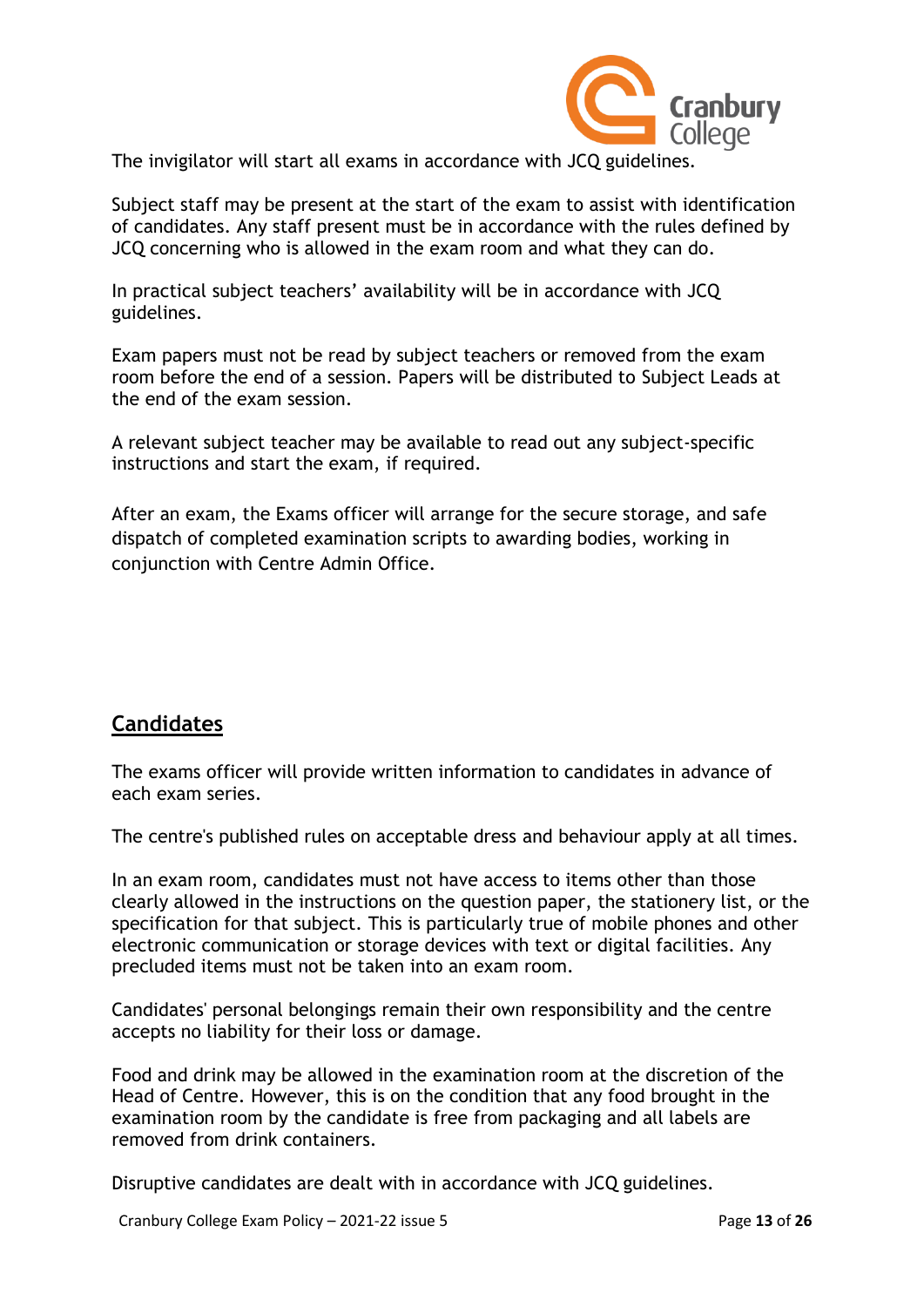The invigilator will start all exams in accordance with JCQ guidelines.

Subject staff may be present at the start of the exam to assist with identification of candidates. Any staff present must be in accordance with the rules defined by JCQ concerning who is allowed in the exam room and what they can do.

In practical subject teachers' availability will be in accordance with JCQ guidelines.

Exam papers must not be read by subject teachers or removed from the exam room before the end of a session. Papers will be distributed to Subject Leads at the end of the exam session.

A relevant subject teacher may be available to read out any subject-specific instructions and start the exam, if required.

After an exam, the Exams officer will arrange for the secure storage, and safe dispatch of completed examination scripts to awarding bodies, working in conjunction with Centre Admin Office.

## Candidates

The exams officer will provide written information to candidates in advance of each exam series.

The centre's published rules on acceptable dress and behaviour apply at all times.

In an exam room, candidates must not have access to items other than those clearly allowed in the instructions on the question paper, the stationery list, or the specification for that subject. This is particularly true of mobile phones and other electronic communication or storage devices with text or digital facilities. Any precluded items must not be taken into an exam room.

Candidates' personal belongings remain their own responsibility and the centre accepts no liability for their loss or damage.

Food and drink may be allowed in the examination room at the discretion of the Head of Centre. However, this is on the condition that any food brought in the examination room by the candidate is free from packaging and all labels are removed from drink containers.

Disruptive candidates are dealt with in accordance with JCQ guidelines.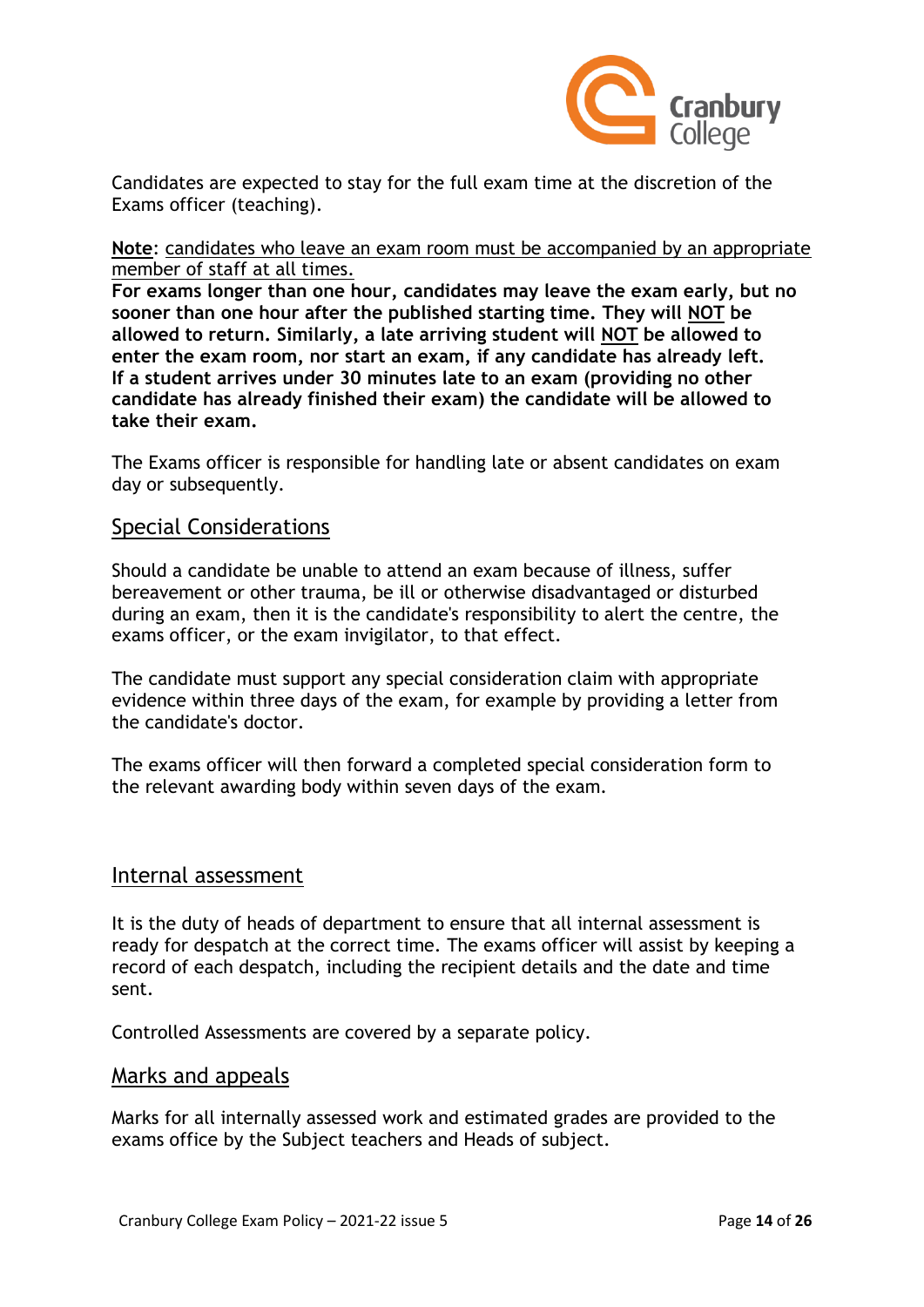Candidates are expected to stay for the full exam time at the discretion of the Exams officer (teaching).

**Note**: candidates who leave an exam room must be accompanied by an appropriate member of staff at all times.

**For exams longer than one hour, candidates may leave the exam early, but no sooner than one hour after the published starting time. They will NOT be allowed to return. Similarly, a late arriving student will NOT be allowed to enter the exam room, nor start an exam, if any candidate has already left. If a student arrives under 30 minutes late to an exam (providing no other candidate has already finished their exam) the candidate will be allowed to take their exam.**

The Exams officer is responsible for handling late or absent candidates on exam day or subsequently.

## Special Considerations

Should a candidate be unable to attend an exam because of illness, suffer bereavement or other trauma, be ill or otherwise disadvantaged or disturbed during an exam, then it is the candidate's responsibility to alert the centre, the exams officer, or the exam invigilator, to that effect.

The candidate must support any special consideration claim with appropriate evidence within three days of the exam, for example by providing a letter from the candidate's doctor.

The exams officer will then forward a completed special consideration form to the relevant awarding body within seven days of the exam.

## Internal assessment

It is the duty of heads of department to ensure that all internal assessment is ready for despatch at the correct time. The exams officer will assist by keeping a record of each despatch, including the recipient details and the date and time sent.

Controlled Assessments are covered by a separate policy.

## Marks and appeals

Marks for all internally assessed work and estimated grades are provided to the exams office by the Subject teachers and Heads of subject.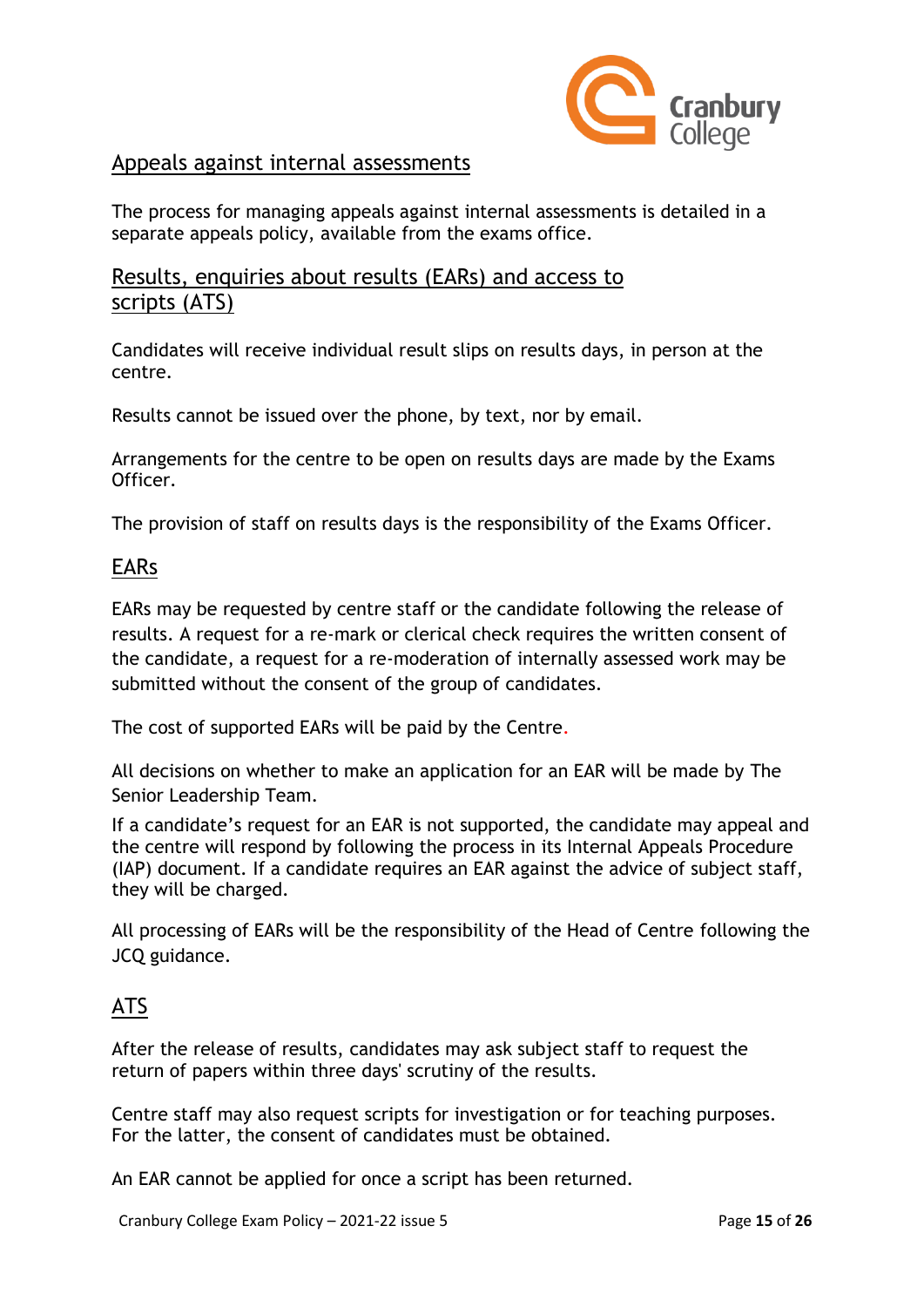## Appeals against internal assessments

The process for managing appeals against internal assessments is detailed in a separate appeals policy, available from the exams office.

## Results, enquiries about results (EARs) and access to scripts (ATS)

Candidates will receive individual result slips on results days, in person at the centre.

Results cannot be issued over the phone, by text, nor by email.

Arrangements for the centre to be open on results days are made by the Exams Officer.

The provision of staff on results days is the responsibility of the Exams Officer.

## EARs

EARs may be requested by centre staff or the candidate following the release of results. A request for a re-mark or clerical check requires the written consent of the candidate, a request for a re-moderation of internally assessed work may be submitted without the consent of the group of candidates.

The cost of supported EARs will be paid by the Centre.

All decisions on whether to make an application for an EAR will be made by The Senior Leadership Team.

If a candidate's request for an EAR is not supported, the candidate may appeal and the centre will respond by following the process in its Internal Appeals Procedure (IAP) document. If a candidate requires an EAR against the advice of subject staff, they will be charged.

All processing of EARs will be the responsibility of the Head of Centre following the JCQ guidance.

## ATS

After the release of results, candidates may ask subject staff to request the return of papers within three days' scrutiny of the results.

Centre staff may also request scripts for investigation or for teaching purposes. For the latter, the consent of candidates must be obtained.

An EAR cannot be applied for once a script has been returned.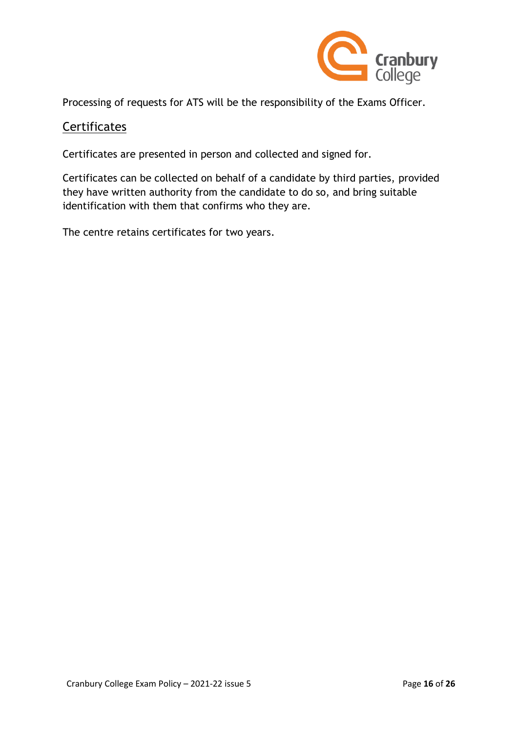Processing of requests for ATS will be the responsibility of the Exams Officer.

## Certificates

Certificates are presented in person and collected and signed for.

Certificates can be collected on behalf of a candidate by third parties, provided they have written authority from the candidate to do so, and bring suitable identification with them that confirms who they are.

The centre retains certificates for two years.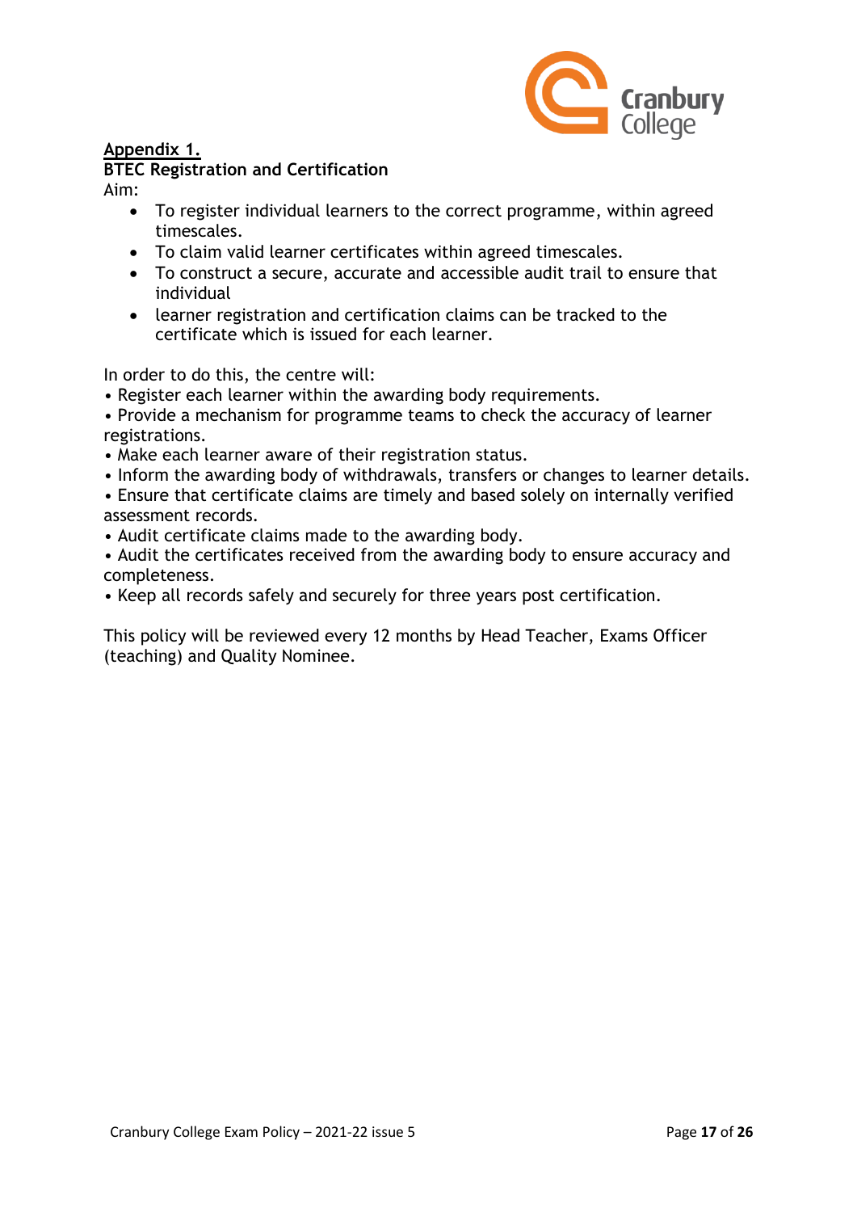**Appendix 1.**

**BTEC Registration and Certification**

Aim:

- To register individual learners to the correct programme, within agreed timescales.
- To claim valid learner certificates within agreed timescales.
- To construct a secure, accurate and accessible audit trail to ensure that individual
- learner registration and certification claims can be tracked to the certificate which is issued for each learner.

In order to do this, the centre will:

- Register each learner within the awarding body requirements.
- Provide a mechanism for programme teams to check the accuracy of learner registrations.
- Make each learner aware of their registration status.
- Inform the awarding body of withdrawals, transfers or changes to learner details.
- Ensure that certificate claims are timely and based solely on internally verified assessment records.
- Audit certificate claims made to the awarding body.
- Audit the certificates received from the awarding body to ensure accuracy and completeness.
- Keep all records safely and securely for three years post certification.

This policy will be reviewed every 12 months by Head Teacher, Exams Officer (teaching) and Quality Nominee.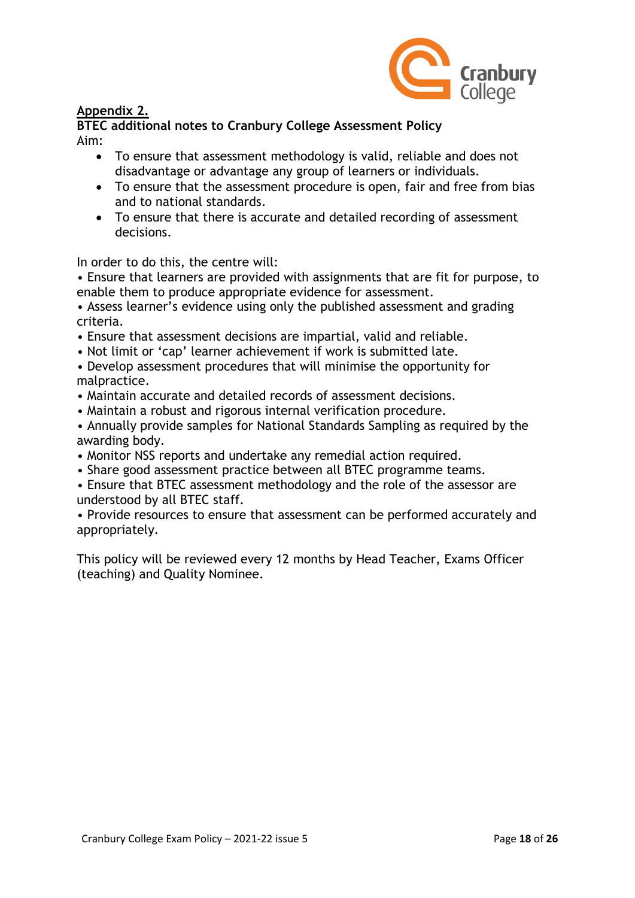<u>Appendix 2.</u>

**BTEC additional notes to Cranbury College Assessment Policy**

Aim:

- To ensure that assessment methodology is valid, reliable and does not disadvantage or advantage any group of learners or individuals.
- To ensure that the assessment procedure is open, fair and free from bias and to national standards.
- To ensure that there is accurate and detailed recording of assessment decisions.

In order to do this, the centre will:

- Ensure that learners are provided with assignments that are fit for purpose, to enable them to produce appropriate evidence for assessment.
- Assess learner's evidence using only the published assessment and grading criteria.
- Ensure that assessment decisions are impartial, valid and reliable.
- Not limit or 'cap' learner achievement if work is submitted late.
- Develop assessment procedures that will minimise the opportunity for malpractice.
- Maintain accurate and detailed records of assessment decisions.
- Maintain a robust and rigorous internal verification procedure.
- Annually provide samples for National Standards Sampling as required by the awarding body.
- Monitor NSS reports and undertake any remedial action required.
- Share good assessment practice between all BTEC programme teams.
- Ensure that BTEC assessment methodology and the role of the assessor are understood by all BTEC staff.
- Provide resources to ensure that assessment can be performed accurately and appropriately.

This policy will be reviewed every 12 months by Head Teacher, Exams Officer (teaching) and Quality Nominee.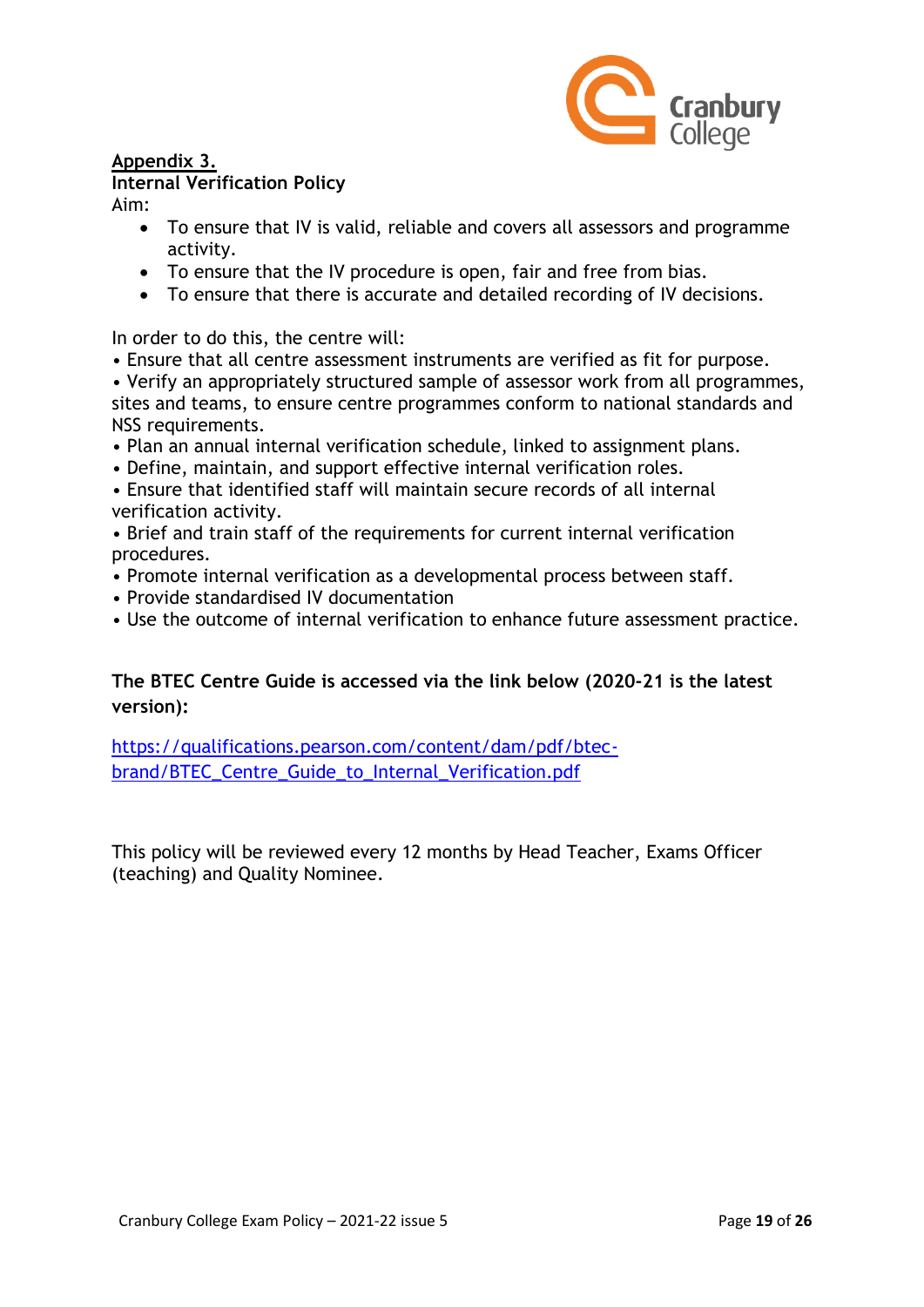**Appendix 3.**

**Internal Verification Policy**

Aim:

- To ensure that IV is valid, reliable and covers all assessors and programme activity.
- To ensure that the IV procedure is open, fair and free from bias.
- To ensure that there is accurate and detailed recording of IV decisions.

In order to do this, the centre will:

- Ensure that all centre assessment instruments are verified as fit for purpose.
- Verify an appropriately structured sample of assessor work from all programmes, sites and teams, to ensure centre programmes conform to national standards and NSS requirements.
- Plan an annual internal verification schedule, linked to assignment plans.
- Define, maintain, and support effective internal verification roles.
- Ensure that identified staff will maintain secure records of all internal verification activity.
- Brief and train staff of the requirements for current internal verification procedures.
- Promote internal verification as a developmental process between staff.
- Provide standardised IV documentation
- Use the outcome of internal verification to enhance future assessment practice.

**The BTEC Centre Guide is accessed via the link below (2020-21 is the latest version):**

https://qualifications.pearson.com/content/dam/pdf/btec-brand/BTEC_Centre_Guide_to_Internal_Verification.pdf

This policy will be reviewed every 12 months by Head Teacher, Exams Officer (teaching) and Quality Nominee.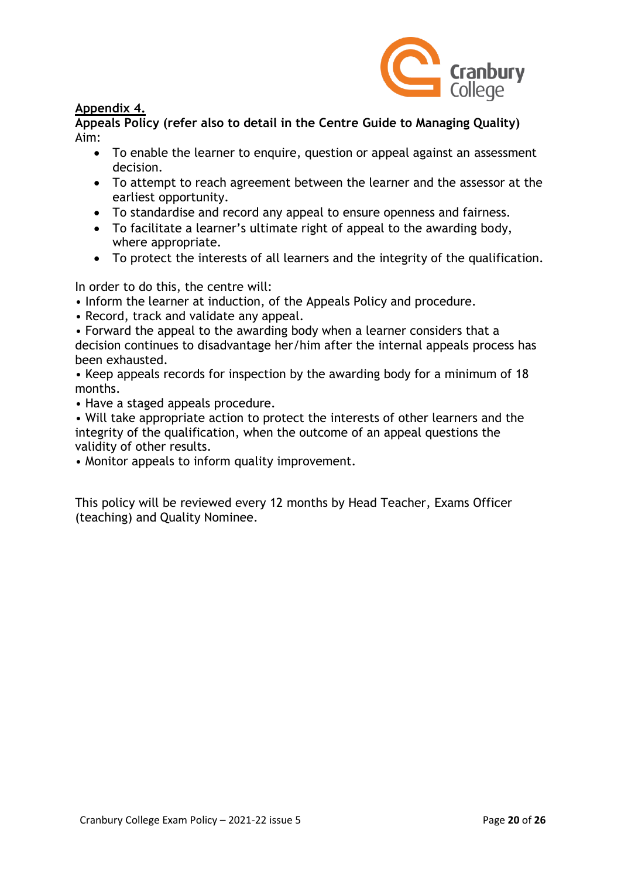## Appendix 4.

**Appeals Policy (refer also to detail in the Centre Guide to Managing Quality)**

Aim:

- To enable the learner to enquire, question or appeal against an assessment decision.
- To attempt to reach agreement between the learner and the assessor at the earliest opportunity.
- To standardise and record any appeal to ensure openness and fairness.
- To facilitate a learner's ultimate right of appeal to the awarding body, where appropriate.
- To protect the interests of all learners and the integrity of the qualification.

In order to do this, the centre will:

- Inform the learner at induction, of the Appeals Policy and procedure.
- Record, track and validate any appeal.
- Forward the appeal to the awarding body when a learner considers that a decision continues to disadvantage her/him after the internal appeals process has been exhausted.
- Keep appeals records for inspection by the awarding body for a minimum of 18 months.
- Have a staged appeals procedure.
- Will take appropriate action to protect the interests of other learners and the integrity of the qualification, when the outcome of an appeal questions the validity of other results.
- Monitor appeals to inform quality improvement.

This policy will be reviewed every 12 months by Head Teacher, Exams Officer (teaching) and Quality Nominee.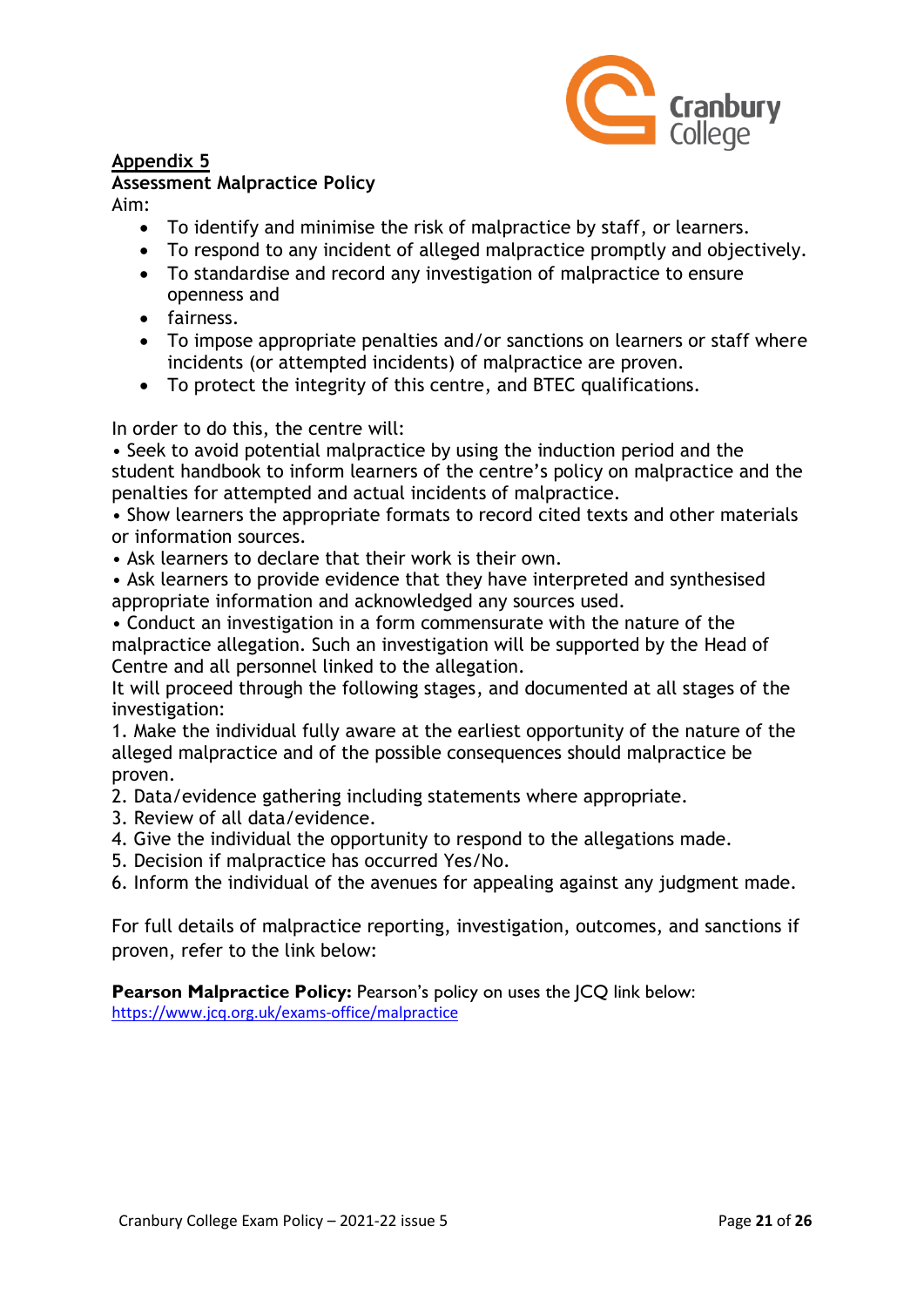## Appendix 5

**Assessment Malpractice Policy**

Aim:

- To identify and minimise the risk of malpractice by staff, or learners.
- To respond to any incident of alleged malpractice promptly and objectively.
- To standardise and record any investigation of malpractice to ensure openness and
- fairness.
- To impose appropriate penalties and/or sanctions on learners or staff where incidents (or attempted incidents) of malpractice are proven.
- To protect the integrity of this centre, and BTEC qualifications.

In order to do this, the centre will:

• Seek to avoid potential malpractice by using the induction period and the student handbook to inform learners of the centre's policy on malpractice and the penalties for attempted and actual incidents of malpractice.
• Show learners the appropriate formats to record cited texts and other materials or information sources.
• Ask learners to declare that their work is their own.
• Ask learners to provide evidence that they have interpreted and synthesised appropriate information and acknowledged any sources used.
• Conduct an investigation in a form commensurate with the nature of the malpractice allegation. Such an investigation will be supported by the Head of Centre and all personnel linked to the allegation.

It will proceed through the following stages, and documented at all stages of the investigation:

1. Make the individual fully aware at the earliest opportunity of the nature of the alleged malpractice and of the possible consequences should malpractice be proven.
2. Data/evidence gathering including statements where appropriate.
3. Review of all data/evidence.
4. Give the individual the opportunity to respond to the allegations made.
5. Decision if malpractice has occurred Yes/No.
6. Inform the individual of the avenues for appealing against any judgment made.

For full details of malpractice reporting, investigation, outcomes, and sanctions if proven, refer to the link below:

**Pearson Malpractice Policy:** Pearson's policy on uses the JCQ link below:
https://www.jcq.org.uk/exams-office/malpractice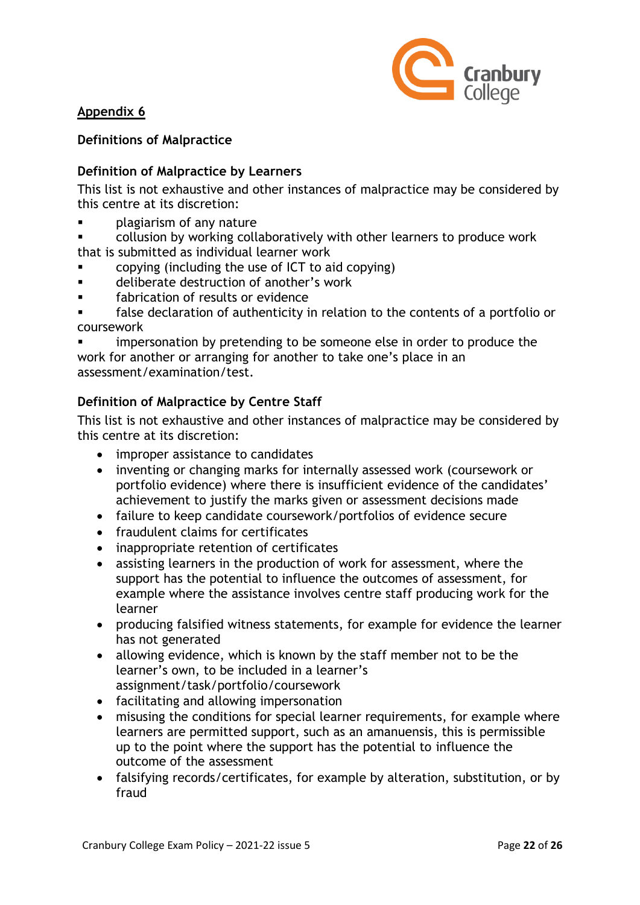## Appendix 6

### Definitions of Malpractice

### Definition of Malpractice by Learners

This list is not exhaustive and other instances of malpractice may be considered by this centre at its discretion:

- plagiarism of any nature
- collusion by working collaboratively with other learners to produce work that is submitted as individual learner work
- copying (including the use of ICT to aid copying)
- deliberate destruction of another's work
- fabrication of results or evidence
- false declaration of authenticity in relation to the contents of a portfolio or coursework
- impersonation by pretending to be someone else in order to produce the work for another or arranging for another to take one's place in an assessment/examination/test.

### Definition of Malpractice by Centre Staff

This list is not exhaustive and other instances of malpractice may be considered by this centre at its discretion:

- improper assistance to candidates
- inventing or changing marks for internally assessed work (coursework or portfolio evidence) where there is insufficient evidence of the candidates' achievement to justify the marks given or assessment decisions made
- failure to keep candidate coursework/portfolios of evidence secure
- fraudulent claims for certificates
- inappropriate retention of certificates
- assisting learners in the production of work for assessment, where the support has the potential to influence the outcomes of assessment, for example where the assistance involves centre staff producing work for the learner
- producing falsified witness statements, for example for evidence the learner has not generated
- allowing evidence, which is known by the staff member not to be the learner's own, to be included in a learner's assignment/task/portfolio/coursework
- facilitating and allowing impersonation
- misusing the conditions for special learner requirements, for example where learners are permitted support, such as an amanuensis, this is permissible up to the point where the support has the potential to influence the outcome of the assessment
- falsifying records/certificates, for example by alteration, substitution, or by fraud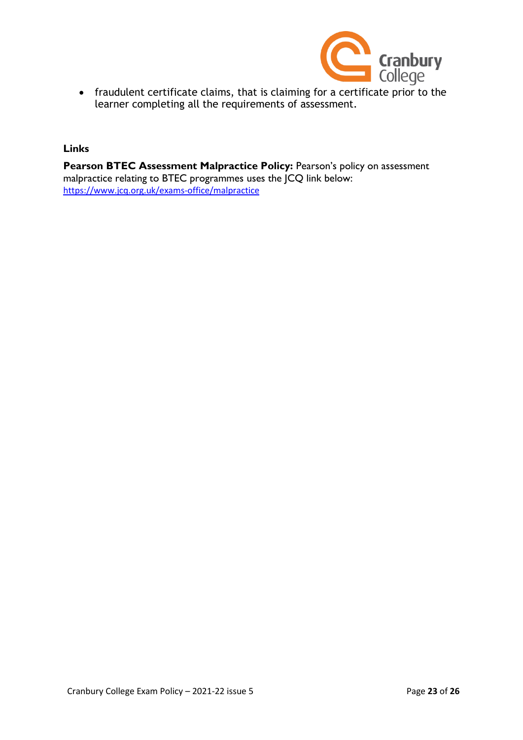- fraudulent certificate claims, that is claiming for a certificate prior to the learner completing all the requirements of assessment.

**Links**

**Pearson BTEC Assessment Malpractice Policy:** Pearson's policy on assessment malpractice relating to BTEC programmes uses the JCQ link below: https://www.jcq.org.uk/exams-office/malpractice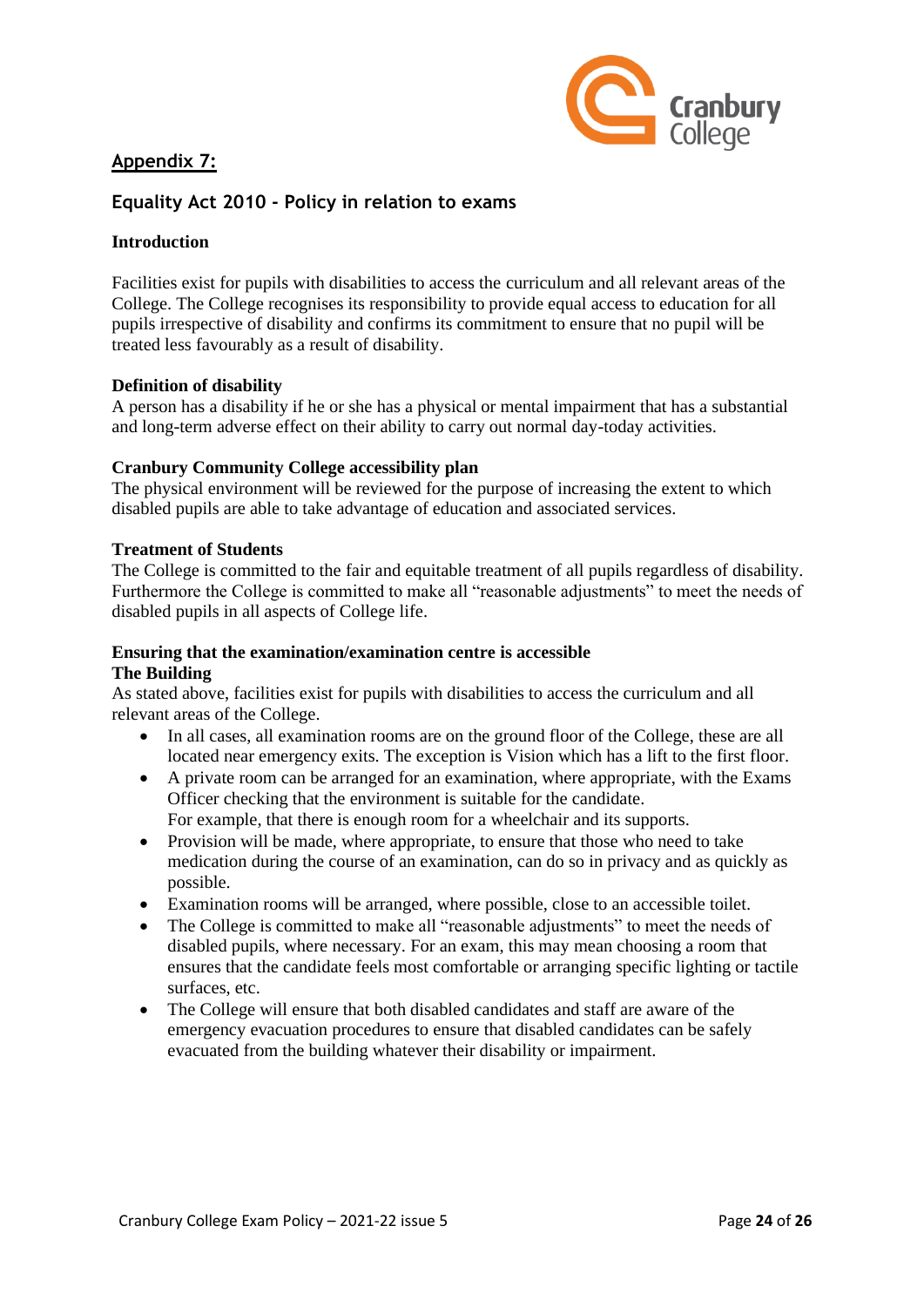## Appendix 7:

## Equality Act 2010 - Policy in relation to exams

**Introduction**

Facilities exist for pupils with disabilities to access the curriculum and all relevant areas of the College. The College recognises its responsibility to provide equal access to education for all pupils irrespective of disability and confirms its commitment to ensure that no pupil will be treated less favourably as a result of disability.

**Definition of disability**

A person has a disability if he or she has a physical or mental impairment that has a substantial and long-term adverse effect on their ability to carry out normal day-today activities.

**Cranbury Community College accessibility plan**

The physical environment will be reviewed for the purpose of increasing the extent to which disabled pupils are able to take advantage of education and associated services.

**Treatment of Students**

The College is committed to the fair and equitable treatment of all pupils regardless of disability. Furthermore the College is committed to make all "reasonable adjustments" to meet the needs of disabled pupils in all aspects of College life.

**Ensuring that the examination/examination centre is accessible**

**The Building**

As stated above, facilities exist for pupils with disabilities to access the curriculum and all relevant areas of the College.

- In all cases, all examination rooms are on the ground floor of the College, these are all located near emergency exits. The exception is Vision which has a lift to the first floor.
- A private room can be arranged for an examination, where appropriate, with the Exams Officer checking that the environment is suitable for the candidate. For example, that there is enough room for a wheelchair and its supports.
- Provision will be made, where appropriate, to ensure that those who need to take medication during the course of an examination, can do so in privacy and as quickly as possible.
- Examination rooms will be arranged, where possible, close to an accessible toilet.
- The College is committed to make all "reasonable adjustments" to meet the needs of disabled pupils, where necessary. For an exam, this may mean choosing a room that ensures that the candidate feels most comfortable or arranging specific lighting or tactile surfaces, etc.
- The College will ensure that both disabled candidates and staff are aware of the emergency evacuation procedures to ensure that disabled candidates can be safely evacuated from the building whatever their disability or impairment.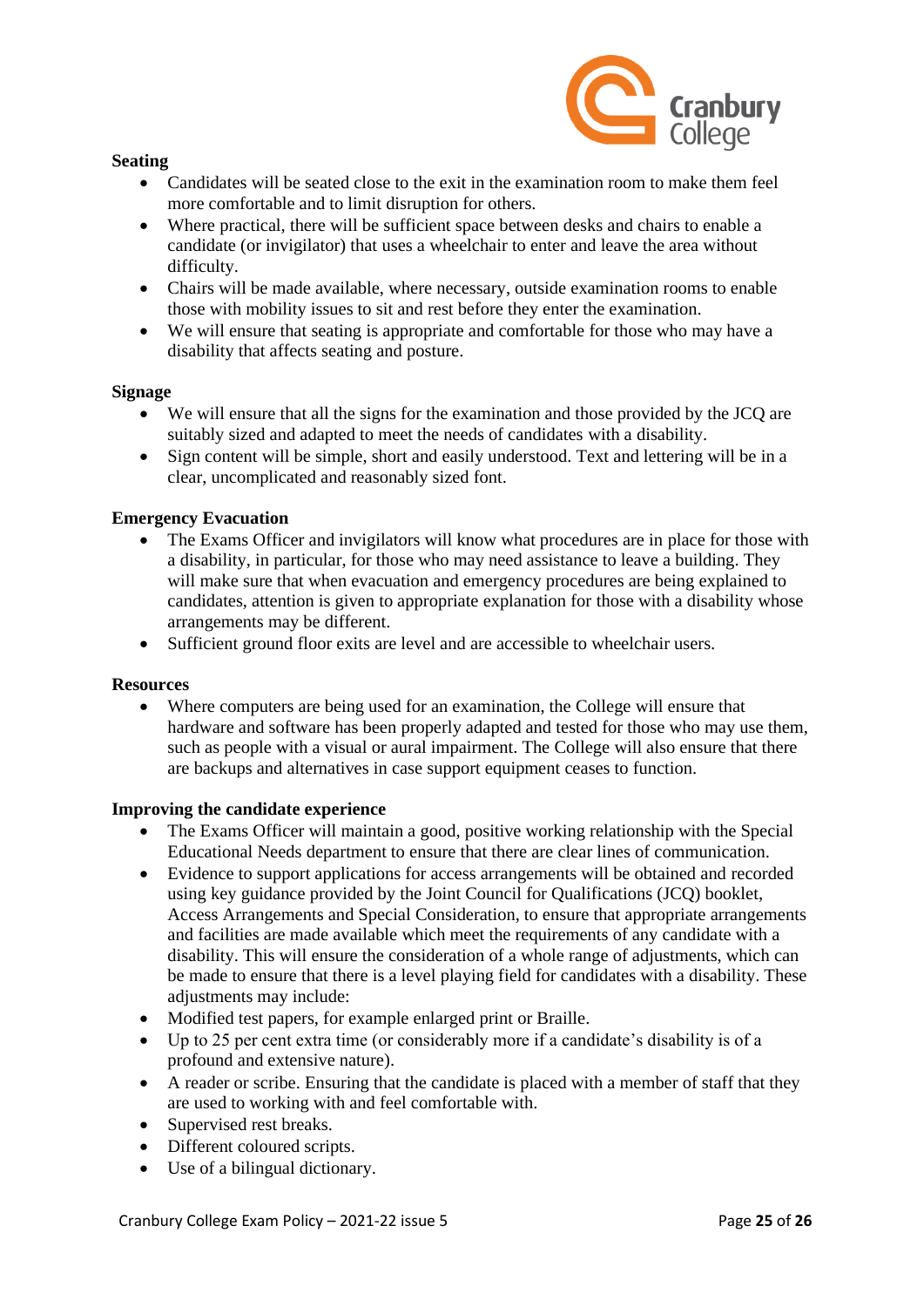**Seating**

- Candidates will be seated close to the exit in the examination room to make them feel more comfortable and to limit disruption for others.
- Where practical, there will be sufficient space between desks and chairs to enable a candidate (or invigilator) that uses a wheelchair to enter and leave the area without difficulty.
- Chairs will be made available, where necessary, outside examination rooms to enable those with mobility issues to sit and rest before they enter the examination.
- We will ensure that seating is appropriate and comfortable for those who may have a disability that affects seating and posture.

**Signage**

- We will ensure that all the signs for the examination and those provided by the JCQ are suitably sized and adapted to meet the needs of candidates with a disability.
- Sign content will be simple, short and easily understood. Text and lettering will be in a clear, uncomplicated and reasonably sized font.

**Emergency Evacuation**

- The Exams Officer and invigilators will know what procedures are in place for those with a disability, in particular, for those who may need assistance to leave a building. They will make sure that when evacuation and emergency procedures are being explained to candidates, attention is given to appropriate explanation for those with a disability whose arrangements may be different.
- Sufficient ground floor exits are level and are accessible to wheelchair users.

**Resources**

- Where computers are being used for an examination, the College will ensure that hardware and software has been properly adapted and tested for those who may use them, such as people with a visual or aural impairment. The College will also ensure that there are backups and alternatives in case support equipment ceases to function.

**Improving the candidate experience**

- The Exams Officer will maintain a good, positive working relationship with the Special Educational Needs department to ensure that there are clear lines of communication.
- Evidence to support applications for access arrangements will be obtained and recorded using key guidance provided by the Joint Council for Qualifications (JCQ) booklet, Access Arrangements and Special Consideration, to ensure that appropriate arrangements and facilities are made available which meet the requirements of any candidate with a disability. This will ensure the consideration of a whole range of adjustments, which can be made to ensure that there is a level playing field for candidates with a disability. These adjustments may include:
- Modified test papers, for example enlarged print or Braille.
- Up to 25 per cent extra time (or considerably more if a candidate's disability is of a profound and extensive nature).
- A reader or scribe. Ensuring that the candidate is placed with a member of staff that they are used to working with and feel comfortable with.
- Supervised rest breaks.
- Different coloured scripts.
- Use of a bilingual dictionary.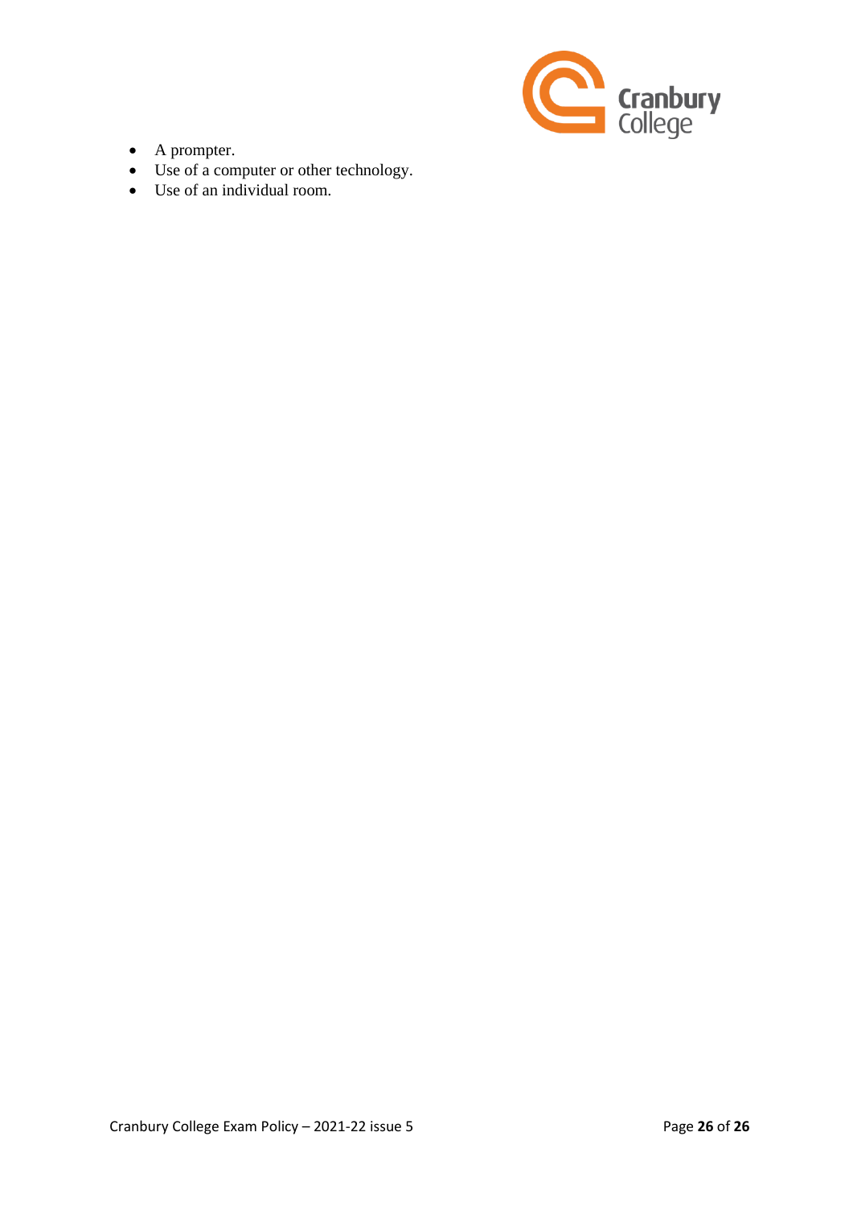- A prompter.
- Use of a computer or other technology.
- Use of an individual room.